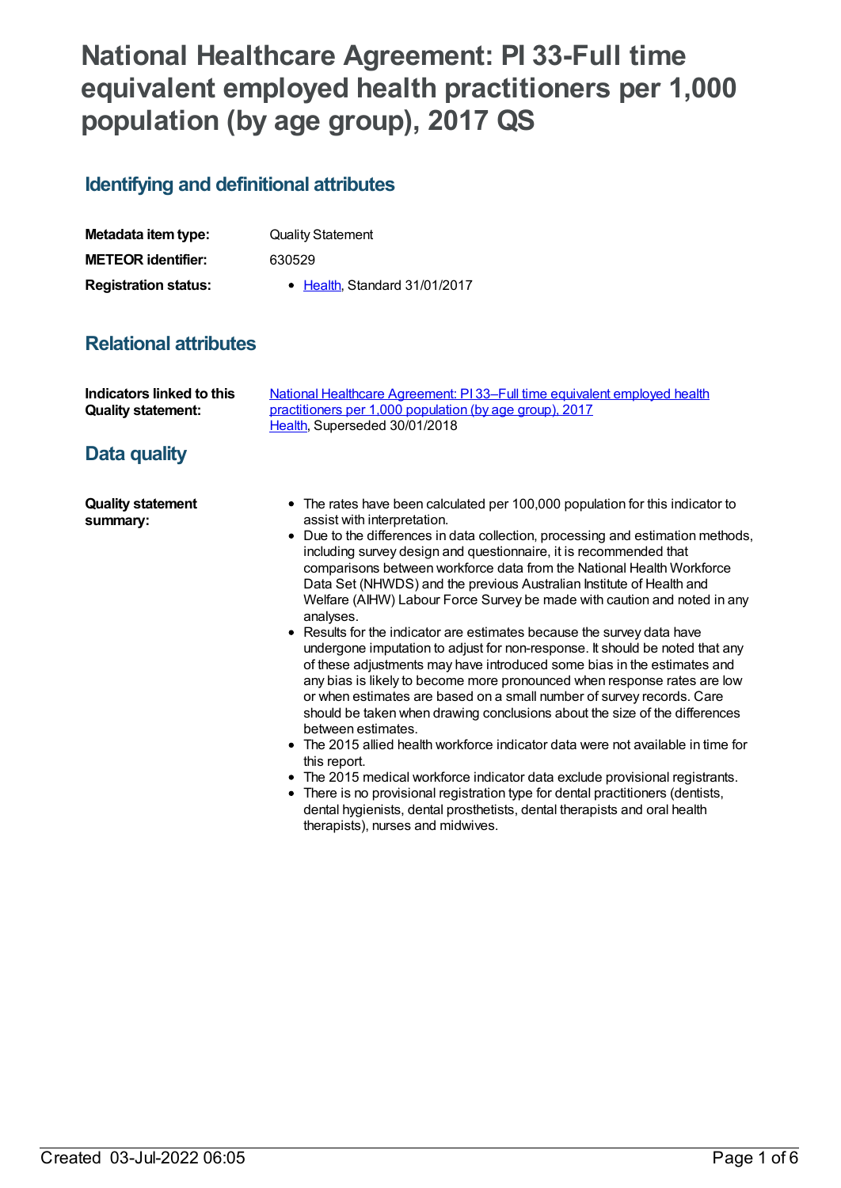# National Healthcare Agreement: PI 33-Full time equivalent employed health practitioners per 1,000 population (by age group), 2017 QS

## Identifying and definitional attributes

| | |
|---|---|
| **Metadata item type:** | Quality Statement |
| **METEOR identifier:** | 630529 |
| **Registration status:** | • Health, Standard 31/01/2017 |

## Relational attributes

**Indicators linked to this Quality statement:**

National Healthcare Agreement: PI 33–Full time equivalent employed health practitioners per 1,000 population (by age group), 2017
Health, Superseded 30/01/2018

## Data quality

**Quality statement summary:**

- The rates have been calculated per 100,000 population for this indicator to assist with interpretation.
- Due to the differences in data collection, processing and estimation methods, including survey design and questionnaire, it is recommended that comparisons between workforce data from the National Health Workforce Data Set (NHWDS) and the previous Australian Institute of Health and Welfare (AIHW) Labour Force Survey be made with caution and noted in any analyses.
- Results for the indicator are estimates because the survey data have undergone imputation to adjust for non-response. It should be noted that any of these adjustments may have introduced some bias in the estimates and any bias is likely to become more pronounced when response rates are low or when estimates are based on a small number of survey records. Care should be taken when drawing conclusions about the size of the differences between estimates.
- The 2015 allied health workforce indicator data were not available in time for this report.
- The 2015 medical workforce indicator data exclude provisional registrants.
- There is no provisional registration type for dental practitioners (dentists, dental hygienists, dental prosthetists, dental therapists and oral health therapists), nurses and midwives.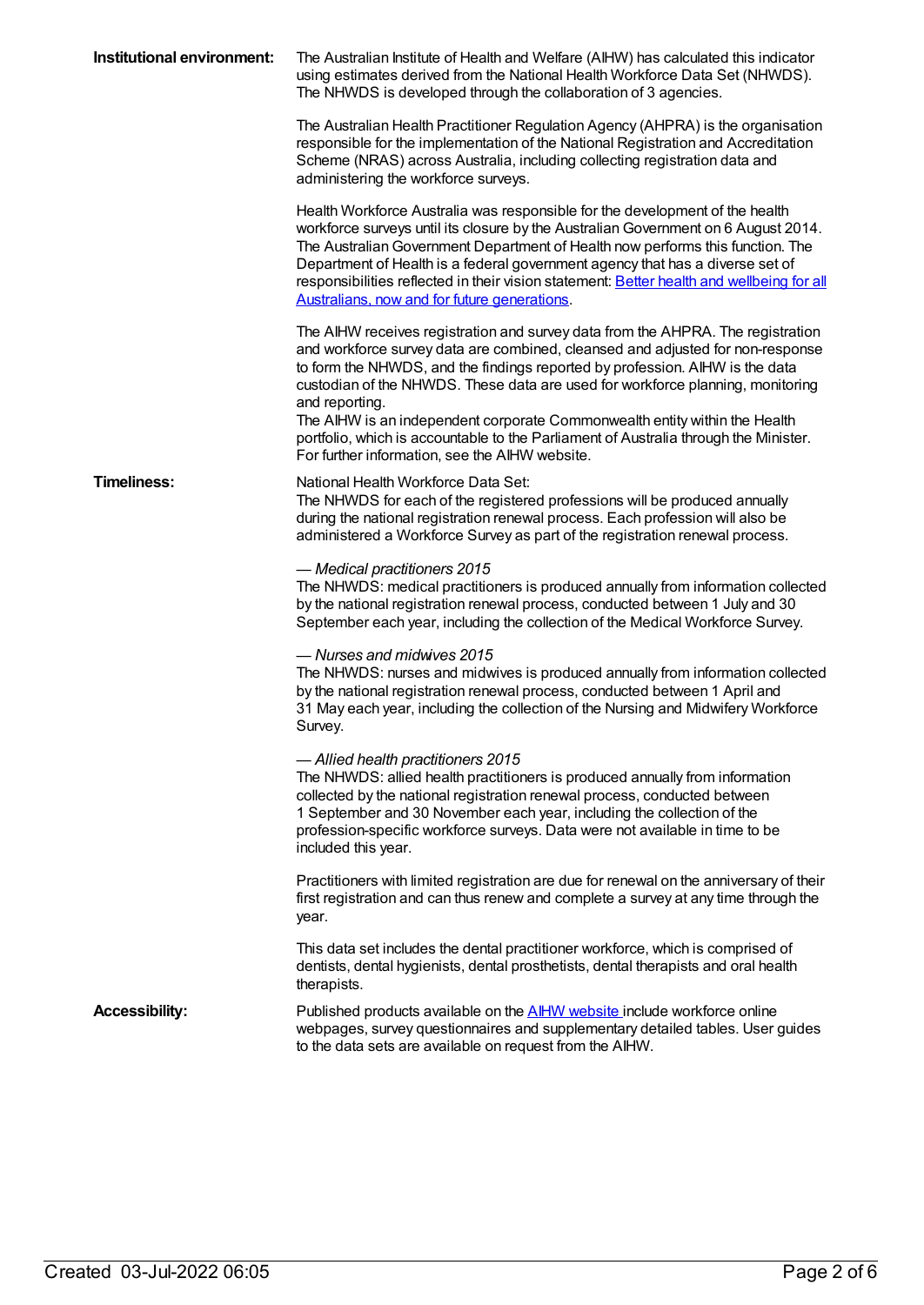**Institutional environment:**

The Australian Institute of Health and Welfare (AIHW) has calculated this indicator using estimates derived from the National Health Workforce Data Set (NHWDS). The NHWDS is developed through the collaboration of 3 agencies.

The Australian Health Practitioner Regulation Agency (AHPRA) is the organisation responsible for the implementation of the National Registration and Accreditation Scheme (NRAS) across Australia, including collecting registration data and administering the workforce surveys.

Health Workforce Australia was responsible for the development of the health workforce surveys until its closure by the Australian Government on 6 August 2014. The Australian Government Department of Health now performs this function. The Department of Health is a federal government agency that has a diverse set of responsibilities reflected in their vision statement: [Better health and wellbeing for all Australians, now and for future generations](#).

The AIHW receives registration and survey data from the AHPRA. The registration and workforce survey data are combined, cleansed and adjusted for non-response to form the NHWDS, and the findings reported by profession. AIHW is the data custodian of the NHWDS. These data are used for workforce planning, monitoring and reporting.
The AIHW is an independent corporate Commonwealth entity within the Health portfolio, which is accountable to the Parliament of Australia through the Minister. For further information, see the AIHW website.

**Timeliness:**

National Health Workforce Data Set:
The NHWDS for each of the registered professions will be produced annually during the national registration renewal process. Each profession will also be administered a Workforce Survey as part of the registration renewal process.

*— Medical practitioners 2015*
The NHWDS: medical practitioners is produced annually from information collected by the national registration renewal process, conducted between 1 July and 30 September each year, including the collection of the Medical Workforce Survey.

*— Nurses and midwives 2015*
The NHWDS: nurses and midwives is produced annually from information collected by the national registration renewal process, conducted between 1 April and 31 May each year, including the collection of the Nursing and Midwifery Workforce Survey.

*— Allied health practitioners 2015*
The NHWDS: allied health practitioners is produced annually from information collected by the national registration renewal process, conducted between 1 September and 30 November each year, including the collection of the profession-specific workforce surveys. Data were not available in time to be included this year.

Practitioners with limited registration are due for renewal on the anniversary of their first registration and can thus renew and complete a survey at any time through the year.

This data set includes the dental practitioner workforce, which is comprised of dentists, dental hygienists, dental prosthetists, dental therapists and oral health therapists.

**Accessibility:**

Published products available on the [AIHW website](#) include workforce online webpages, survey questionnaires and supplementary detailed tables. User guides to the data sets are available on request from the AIHW.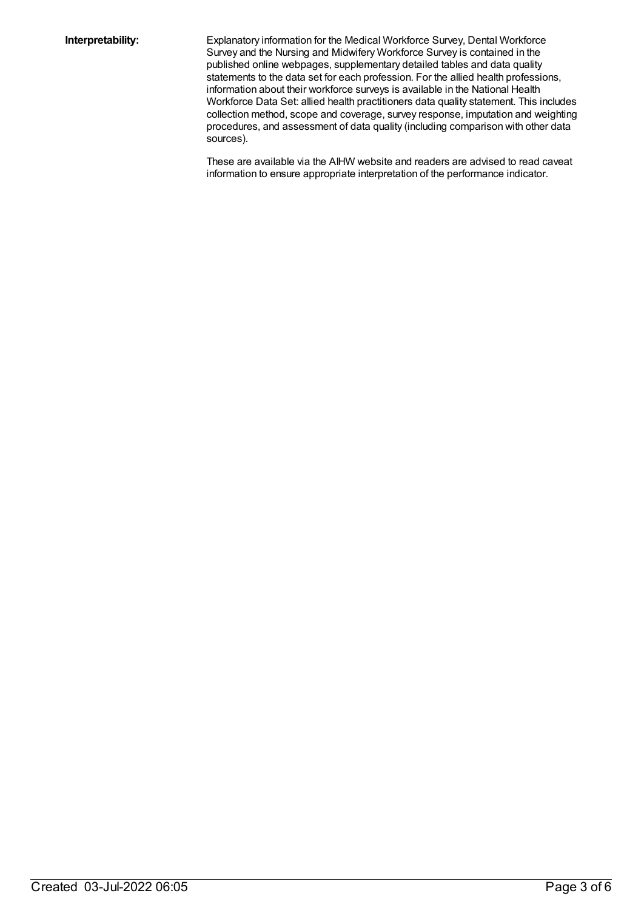**Interpretability:**

Explanatory information for the Medical Workforce Survey, Dental Workforce Survey and the Nursing and Midwifery Workforce Survey is contained in the published online webpages, supplementary detailed tables and data quality statements to the data set for each profession. For the allied health professions, information about their workforce surveys is available in the National Health Workforce Data Set: allied health practitioners data quality statement. This includes collection method, scope and coverage, survey response, imputation and weighting procedures, and assessment of data quality (including comparison with other data sources).

These are available via the AIHW website and readers are advised to read caveat information to ensure appropriate interpretation of the performance indicator.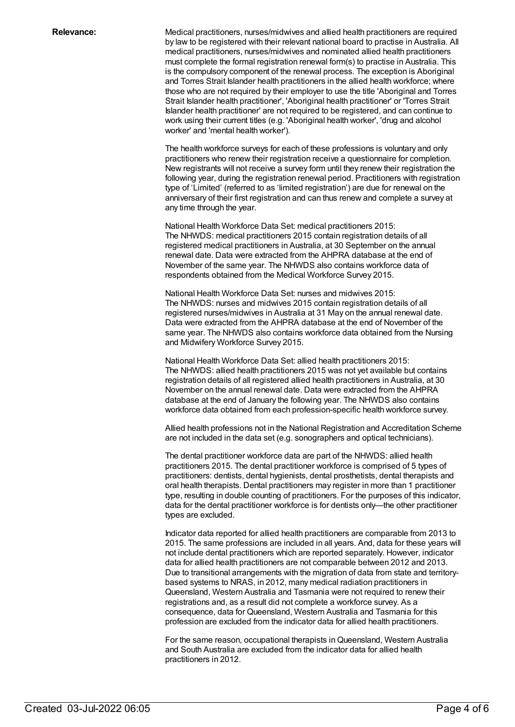**Relevance:**

Medical practitioners, nurses/midwives and allied health practitioners are required by law to be registered with their relevant national board to practise in Australia. All medical practitioners, nurses/midwives and nominated allied health practitioners must complete the formal registration renewal form(s) to practise in Australia. This is the compulsory component of the renewal process. The exception is Aboriginal and Torres Strait Islander health practitioners in the allied health workforce; where those who are not required by their employer to use the title 'Aboriginal and Torres Strait Islander health practitioner', 'Aboriginal health practitioner' or 'Torres Strait Islander health practitioner' are not required to be registered, and can continue to work using their current titles (e.g. 'Aboriginal health worker', 'drug and alcohol worker' and 'mental health worker').

The health workforce surveys for each of these professions is voluntary and only practitioners who renew their registration receive a questionnaire for completion. New registrants will not receive a survey form until they renew their registration the following year, during the registration renewal period. Practitioners with registration type of 'Limited' (referred to as 'limited registration') are due for renewal on the anniversary of their first registration and can thus renew and complete a survey at any time through the year.

National Health Workforce Data Set: medical practitioners 2015:
The NHWDS: medical practitioners 2015 contain registration details of all registered medical practitioners in Australia, at 30 September on the annual renewal date. Data were extracted from the AHPRA database at the end of November of the same year. The NHWDS also contains workforce data of respondents obtained from the Medical Workforce Survey 2015.

National Health Workforce Data Set: nurses and midwives 2015:
The NHWDS: nurses and midwives 2015 contain registration details of all registered nurses/midwives in Australia at 31 May on the annual renewal date. Data were extracted from the AHPRA database at the end of November of the same year. The NHWDS also contains workforce data obtained from the Nursing and Midwifery Workforce Survey 2015.

National Health Workforce Data Set: allied health practitioners 2015:
The NHWDS: allied health practitioners 2015 was not yet available but contains registration details of all registered allied health practitioners in Australia, at 30 November on the annual renewal date. Data were extracted from the AHPRA database at the end of January the following year. The NHWDS also contains workforce data obtained from each profession-specific health workforce survey.

Allied health professions not in the National Registration and Accreditation Scheme are not included in the data set (e.g. sonographers and optical technicians).

The dental practitioner workforce data are part of the NHWDS: allied health practitioners 2015. The dental practitioner workforce is comprised of 5 types of practitioners: dentists, dental hygienists, dental prosthetists, dental therapists and oral health therapists. Dental practitioners may register in more than 1 practitioner type, resulting in double counting of practitioners. For the purposes of this indicator, data for the dental practitioner workforce is for dentists only—the other practitioner types are excluded.

Indicator data reported for allied health practitioners are comparable from 2013 to 2015. The same professions are included in all years. And, data for these years will not include dental practitioners which are reported separately. However, indicator data for allied health practitioners are not comparable between 2012 and 2013. Due to transitional arrangements with the migration of data from state and territory-based systems to NRAS, in 2012, many medical radiation practitioners in Queensland, Western Australia and Tasmania were not required to renew their registrations and, as a result did not complete a workforce survey. As a consequence, data for Queensland, Western Australia and Tasmania for this profession are excluded from the indicator data for allied health practitioners.

For the same reason, occupational therapists in Queensland, Western Australia and South Australia are excluded from the indicator data for allied health practitioners in 2012.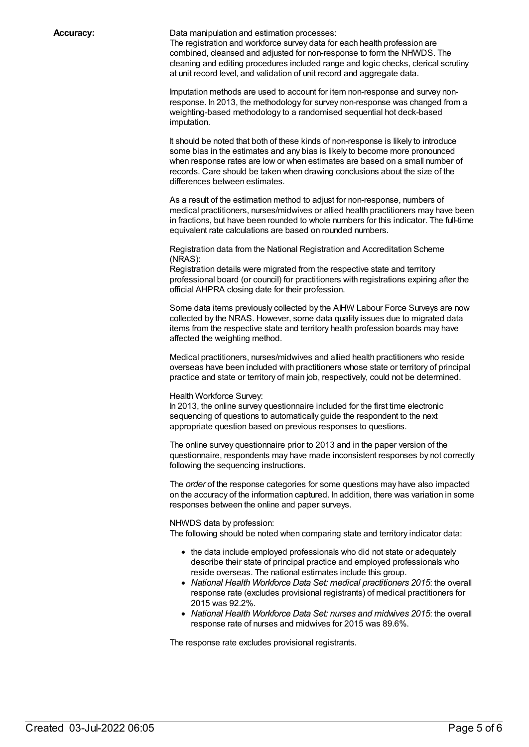**Accuracy:**

Data manipulation and estimation processes:
The registration and workforce survey data for each health profession are combined, cleansed and adjusted for non-response to form the NHWDS. The cleaning and editing procedures included range and logic checks, clerical scrutiny at unit record level, and validation of unit record and aggregate data.

Imputation methods are used to account for item non-response and survey non-response. In 2013, the methodology for survey non-response was changed from a weighting-based methodology to a randomised sequential hot deck-based imputation.

It should be noted that both of these kinds of non-response is likely to introduce some bias in the estimates and any bias is likely to become more pronounced when response rates are low or when estimates are based on a small number of records. Care should be taken when drawing conclusions about the size of the differences between estimates.

As a result of the estimation method to adjust for non-response, numbers of medical practitioners, nurses/midwives or allied health practitioners may have been in fractions, but have been rounded to whole numbers for this indicator. The full-time equivalent rate calculations are based on rounded numbers.

Registration data from the National Registration and Accreditation Scheme (NRAS):
Registration details were migrated from the respective state and territory professional board (or council) for practitioners with registrations expiring after the official AHPRA closing date for their profession.

Some data items previously collected by the AIHW Labour Force Surveys are now collected by the NRAS. However, some data quality issues due to migrated data items from the respective state and territory health profession boards may have affected the weighting method.

Medical practitioners, nurses/midwives and allied health practitioners who reside overseas have been included with practitioners whose state or territory of principal practice and state or territory of main job, respectively, could not be determined.

Health Workforce Survey:
In 2013, the online survey questionnaire included for the first time electronic sequencing of questions to automatically guide the respondent to the next appropriate question based on previous responses to questions.

The online survey questionnaire prior to 2013 and in the paper version of the questionnaire, respondents may have made inconsistent responses by not correctly following the sequencing instructions.

The *order* of the response categories for some questions may have also impacted on the accuracy of the information captured. In addition, there was variation in some responses between the online and paper surveys.

NHWDS data by profession:
The following should be noted when comparing state and territory indicator data:

- the data include employed professionals who did not state or adequately describe their state of principal practice and employed professionals who reside overseas. The national estimates include this group.
- *National Health Workforce Data Set: medical practitioners 2015*: the overall response rate (excludes provisional registrants) of medical practitioners for 2015 was 92.2%.
- *National Health Workforce Data Set: nurses and midwives 2015*: the overall response rate of nurses and midwives for 2015 was 89.6%.

The response rate excludes provisional registrants.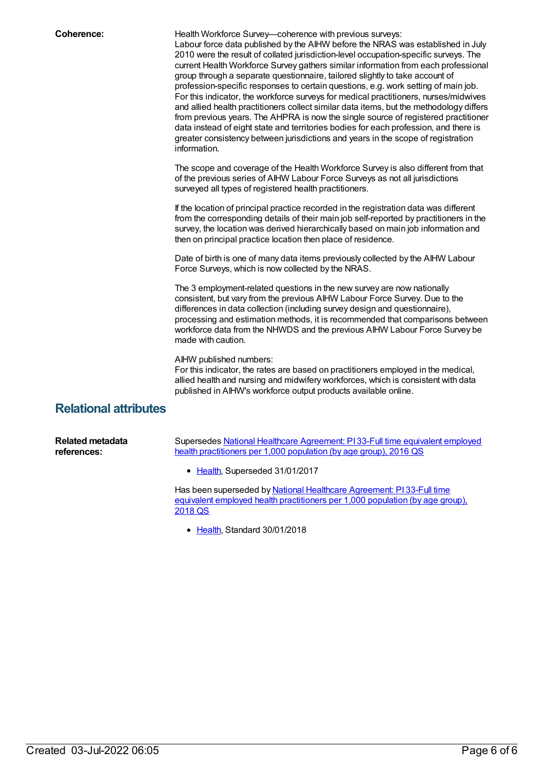**Coherence:**

Health Workforce Survey—coherence with previous surveys:
Labour force data published by the AIHW before the NRAS was established in July 2010 were the result of collated jurisdiction-level occupation-specific surveys. The current Health Workforce Survey gathers similar information from each professional group through a separate questionnaire, tailored slightly to take account of profession-specific responses to certain questions, e.g. work setting of main job. For this indicator, the workforce surveys for medical practitioners, nurses/midwives and allied health practitioners collect similar data items, but the methodology differs from previous years. The AHPRA is now the single source of registered practitioner data instead of eight state and territories bodies for each profession, and there is greater consistency between jurisdictions and years in the scope of registration information.

The scope and coverage of the Health Workforce Survey is also different from that of the previous series of AIHW Labour Force Surveys as not all jurisdictions surveyed all types of registered health practitioners.

If the location of principal practice recorded in the registration data was different from the corresponding details of their main job self-reported by practitioners in the survey, the location was derived hierarchically based on main job information and then on principal practice location then place of residence.

Date of birth is one of many data items previously collected by the AIHW Labour Force Surveys, which is now collected by the NRAS.

The 3 employment-related questions in the new survey are now nationally consistent, but vary from the previous AIHW Labour Force Survey. Due to the differences in data collection (including survey design and questionnaire), processing and estimation methods, it is recommended that comparisons between workforce data from the NHWDS and the previous AIHW Labour Force Survey be made with caution.

AIHW published numbers:
For this indicator, the rates are based on practitioners employed in the medical, allied health and nursing and midwifery workforces, which is consistent with data published in AIHW's workforce output products available online.

## Relational attributes

**Related metadata references:**

Supersedes National Healthcare Agreement: PI 33-Full time equivalent employed health practitioners per 1,000 population (by age group), 2016 QS

- Health, Superseded 31/01/2017

Has been superseded by National Healthcare Agreement: PI 33-Full time equivalent employed health practitioners per 1,000 population (by age group), 2018 QS

- Health, Standard 30/01/2018